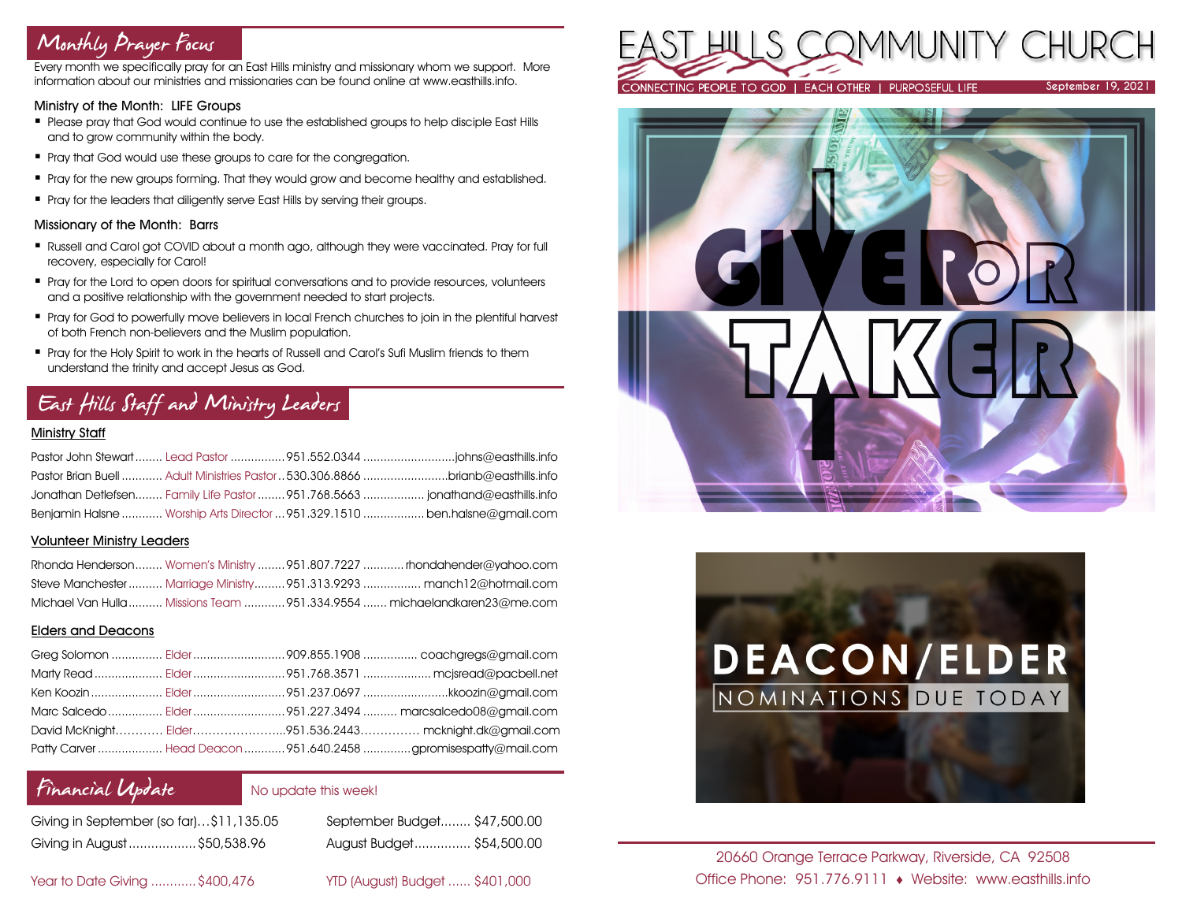## Monthly Prayer Focus

Every month we specifically pray for an East Hills ministry and missionary whom we support. More information about our ministries and missionaries can be found online at www.easthills.info.

### Ministry of the Month: LIFE Groups

- Please pray that God would continue to use the established groups to help disciple East Hills and to grow community within the body.
- Pray that God would use these groups to care for the congregation.
- Pray for the new groups forming. That they would grow and become healthy and established.
- Pray for the leaders that diligently serve East Hills by serving their groups.

### Missionary of the Month: Barrs

- Russell and Carol got COVID about a month ago, although they were vaccinated. Pray for full recovery, especially for Carol!
- Pray for the Lord to open doors for spiritual conversations and to provide resources, volunteers and a positive relationship with the government needed to start projects.
- Pray for God to powerfully move believers in local French churches to join in the plentiful harvest of both French non-believers and the Muslim population.
- Pray for the Holy Spirit to work in the hearts of Russell and Carol's Sufi Muslim friends to them understand the trinity and accept Jesus as God.

## East Hills Staff and Ministry Leaders

**Ministry Staff**

| Name | Role | Phone | Email |
|---|---|---|---|
| Pastor John Stewart | Lead Pastor | 951.552.0344 | johns@easthills.info |
| Pastor Brian Buell | Adult Ministries Pastor | 530.306.8866 | brianb@easthills.info |
| Jonathan Detlefsen | Family Life Pastor | 951.768.5663 | jonathand@easthills.info |
| Benjamin Halsne | Worship Arts Director | 951.329.1510 | ben.halsne@gmail.com |

**Volunteer Ministry Leaders**

| Name | Role | Phone | Email |
|---|---|---|---|
| Rhonda Henderson | Women's Ministry | 951.807.7227 | rhondahender@yahoo.com |
| Steve Manchester | Marriage Ministry | 951.313.9293 | manch12@hotmail.com |
| Michael Van Hulla | Missions Team | 951.334.9554 | michaelandkaren23@me.com |

**Elders and Deacons**

| Name | Role | Phone | Email |
|---|---|---|---|
| Greg Solomon | Elder | 909.855.1908 | coachgregs@gmail.com |
| Marty Read | Elder | 951.768.3571 | mcjsread@pacbell.net |
| Ken Koozin | Elder | 951.237.0697 | kkoozin@gmail.com |
| Marc Salcedo | Elder | 951.227.3494 | marcsalcedo08@gmail.com |
| David McKnight | Elder | 951.536.2443 | mcknight.dk@gmail.com |
| Patty Carver | Head Deacon | 951.640.2458 | gpromisespatty@mail.com |

## Financial Update

No update this week!

| | | | |
|---|---|---|---|
| Giving in September (so far) | $11,135.05 | September Budget | $47,500.00 |
| Giving in August | $50,538.96 | August Budget | $54,500.00 |
| Year to Date Giving | $400,476 | YTD (August) Budget | $401,000 |

# EAST HILLS COMMUNITY CHURCH

CONNECTING PEOPLE TO GOD | EACH OTHER | PURPOSEFUL LIFE

September 19, 2021

GIVER OR TAKER

DEACON/ELDER NOMINATIONS DUE TODAY

20660 Orange Terrace Parkway, Riverside, CA 92508

Office Phone: 951.776.9111 ♦ Website: www.easthills.info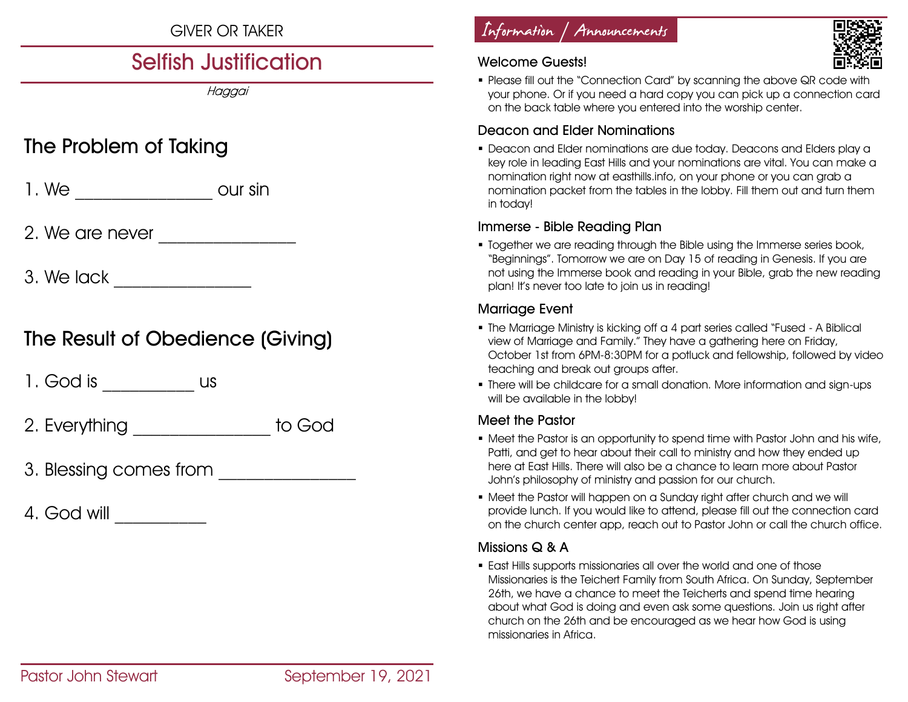GIVER OR TAKER

# Selfish Justification

*Haggai*

## The Problem of Taking

1. We _______________ our sin

2. We are never _______________

3. We lack _______________

## The Result of Obedience (Giving)

1. God is __________ us

2. Everything _______________ to God

3. Blessing comes from _______________

4. God will __________

Pastor John Stewart September 19, 2021

## Information / Announcements

### Welcome Guests!

- Please fill out the "Connection Card" by scanning the above QR code with your phone. Or if you need a hard copy you can pick up a connection card on the back table where you entered into the worship center.

### Deacon and Elder Nominations

- Deacon and Elder nominations are due today. Deacons and Elders play a key role in leading East Hills and your nominations are vital. You can make a nomination right now at easthills.info, on your phone or you can grab a nomination packet from the tables in the lobby. Fill them out and turn them in today!

### Immerse - Bible Reading Plan

- Together we are reading through the Bible using the Immerse series book, "Beginnings". Tomorrow we are on Day 15 of reading in Genesis. If you are not using the Immerse book and reading in your Bible, grab the new reading plan! It's never too late to join us in reading!

### Marriage Event

- The Marriage Ministry is kicking off a 4 part series called "Fused - A Biblical view of Marriage and Family." They have a gathering here on Friday, October 1st from 6PM-8:30PM for a potluck and fellowship, followed by video teaching and break out groups after.
- There will be childcare for a small donation. More information and sign-ups will be available in the lobby!

### Meet the Pastor

- Meet the Pastor is an opportunity to spend time with Pastor John and his wife, Patti, and get to hear about their call to ministry and how they ended up here at East Hills. There will also be a chance to learn more about Pastor John's philosophy of ministry and passion for our church.
- Meet the Pastor will happen on a Sunday right after church and we will provide lunch. If you would like to attend, please fill out the connection card on the church center app, reach out to Pastor John or call the church office.

### Missions Q & A

- East Hills supports missionaries all over the world and one of those Missionaries is the Teichert Family from South Africa. On Sunday, September 26th, we have a chance to meet the Teicherts and spend time hearing about what God is doing and even ask some questions. Join us right after church on the 26th and be encouraged as we hear how God is using missionaries in Africa.